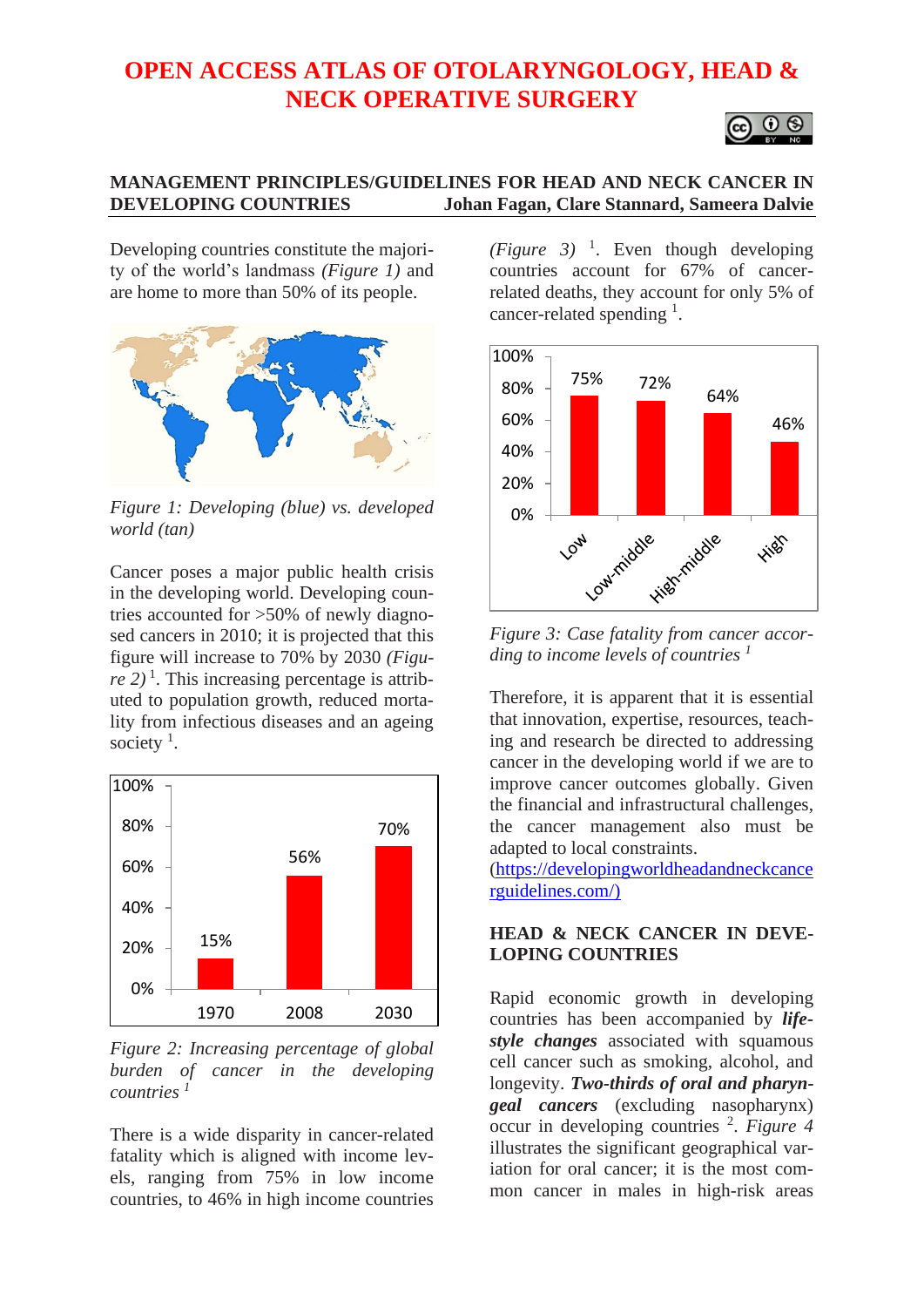# OPEN ACCESS ATLAS OF OTOLARYNGOLOGY, HEAD & NECK OPERATIVE SURGERY

## MANAGEMENT PRINCIPLES/GUIDELINES FOR HEAD AND NECK CANCER IN DEVELOPING COUNTRIES

**Johan Fagan, Clare Stannard, Sameera Dalvie**

Developing countries constitute the majority of the world's landmass *(Figure 1)* and are home to more than 50% of its people.

*Figure 1: Developing (blue) vs. developed world (tan)*

Cancer poses a major public health crisis in the developing world. Developing countries accounted for >50% of newly diagnosed cancers in 2010; it is projected that this figure will increase to 70% by 2030 *(Figure 2)*[1]. This increasing percentage is attributed to population growth, reduced mortality from infectious diseases and an ageing society[1].

| Year | Percentage |
|---|---|
| 1970 | 15% |
| 2008 | 56% |
| 2030 | 70% |

*Figure 2: Increasing percentage of global burden of cancer in the developing countries*[1]

There is a wide disparity in cancer-related fatality which is aligned with income levels, ranging from 75% in low income countries, to 46% in high income countries *(Figure 3)*[1]. Even though developing countries account for 67% of cancer-related deaths, they account for only 5% of cancer-related spending[1].

| Income level | Case fatality |
|---|---|
| Low | 75% |
| Low-middle | 72% |
| High-middle | 64% |
| High | 46% |

*Figure 3: Case fatality from cancer according to income levels of countries*[1]

Therefore, it is apparent that it is essential that innovation, expertise, resources, teaching and research be directed to addressing cancer in the developing world if we are to improve cancer outcomes globally. Given the financial and infrastructural challenges, the cancer management also must be adapted to local constraints.
(https://developingworldheadandneckcancerguidelines.com/)

### HEAD & NECK CANCER IN DEVELOPING COUNTRIES

Rapid economic growth in developing countries has been accompanied by ***lifestyle changes*** associated with squamous cell cancer such as smoking, alcohol, and longevity. ***Two-thirds of oral and pharyngeal cancers*** (excluding nasopharynx) occur in developing countries[2]. *Figure 4* illustrates the significant geographical variation for oral cancer; it is the most common cancer in males in high-risk areas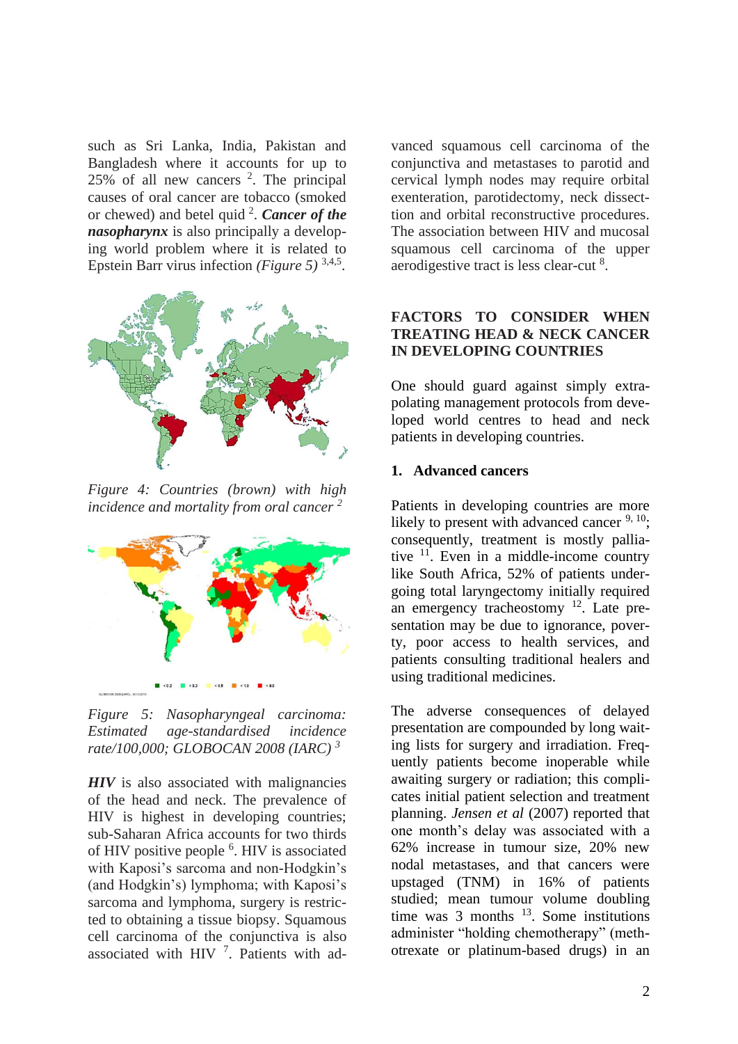such as Sri Lanka, India, Pakistan and Bangladesh where it accounts for up to 25% of all new cancers [2]. The principal causes of oral cancer are tobacco (smoked or chewed) and betel quid [2]. ***Cancer of the nasopharynx*** is also principally a developing world problem where it is related to Epstein Barr virus infection *(Figure 5)* [3,4,5].

*Figure 4: Countries (brown) with high incidence and mortality from oral cancer [2]*

*Figure 5: Nasopharyngeal carcinoma: Estimated age-standardised incidence rate/100,000; GLOBOCAN 2008 (IARC) [3]*

***HIV*** is also associated with malignancies of the head and neck. The prevalence of HIV is highest in developing countries; sub-Saharan Africa accounts for two thirds of HIV positive people [6]. HIV is associated with Kaposi's sarcoma and non-Hodgkin's (and Hodgkin's) lymphoma; with Kaposi's sarcoma and lymphoma, surgery is restricted to obtaining a tissue biopsy. Squamous cell carcinoma of the conjunctiva is also associated with HIV [7]. Patients with advanced squamous cell carcinoma of the conjunctiva and metastases to parotid and cervical lymph nodes may require orbital exenteration, parotidectomy, neck dissecttion and orbital reconstructive procedures. The association between HIV and mucosal squamous cell carcinoma of the upper aerodigestive tract is less clear-cut [8].

## FACTORS TO CONSIDER WHEN TREATING HEAD & NECK CANCER IN DEVELOPING COUNTRIES

One should guard against simply extrapolating management protocols from developed world centres to head and neck patients in developing countries.

### 1. Advanced cancers

Patients in developing countries are more likely to present with advanced cancer [9, 10]; consequently, treatment is mostly palliative [11]. Even in a middle-income country like South Africa, 52% of patients undergoing total laryngectomy initially required an emergency tracheostomy [12]. Late presentation may be due to ignorance, poverty, poor access to health services, and patients consulting traditional healers and using traditional medicines.

The adverse consequences of delayed presentation are compounded by long waiting lists for surgery and irradiation. Frequently patients become inoperable while awaiting surgery or radiation; this complicates initial patient selection and treatment planning. *Jensen et al* (2007) reported that one month's delay was associated with a 62% increase in tumour size, 20% new nodal metastases, and that cancers were upstaged (TNM) in 16% of patients studied; mean tumour volume doubling time was 3 months [13]. Some institutions administer "holding chemotherapy" (methotrexate or platinum-based drugs) in an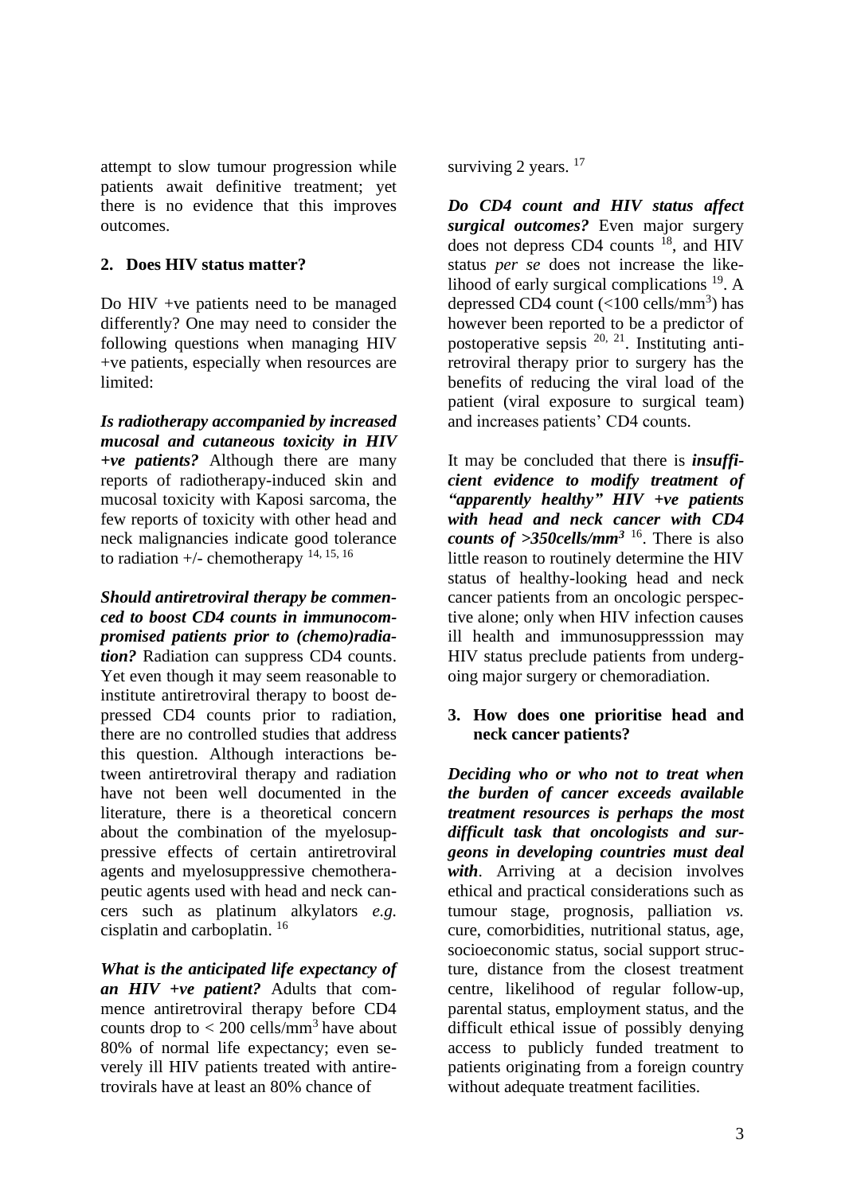attempt to slow tumour progression while patients await definitive treatment; yet there is no evidence that this improves outcomes.

## 2. Does HIV status matter?

Do HIV +ve patients need to be managed differently? One may need to consider the following questions when managing HIV +ve patients, especially when resources are limited:

***Is radiotherapy accompanied by increased mucosal and cutaneous toxicity in HIV +ve patients?*** Although there are many reports of radiotherapy-induced skin and mucosal toxicity with Kaposi sarcoma, the few reports of toxicity with other head and neck malignancies indicate good tolerance to radiation +/- chemotherapy [14, 15, 16]

***Should antiretroviral therapy be commenced to boost CD4 counts in immunocompromised patients prior to (chemo)radiation?*** Radiation can suppress CD4 counts. Yet even though it may seem reasonable to institute antiretroviral therapy to boost depressed CD4 counts prior to radiation, there are no controlled studies that address this question. Although interactions between antiretroviral therapy and radiation have not been well documented in the literature, there is a theoretical concern about the combination of the myelosuppressive effects of certain antiretroviral agents and myelosuppressive chemotherapeutic agents used with head and neck cancers such as platinum alkylators *e.g.* cisplatin and carboplatin. [16]

***What is the anticipated life expectancy of an HIV +ve patient?*** Adults that commence antiretroviral therapy before CD4 counts drop to < 200 cells/mm$^3$ have about 80% of normal life expectancy; even severely ill HIV patients treated with antiretrovirals have at least an 80% chance of surviving 2 years. [17]

***Do CD4 count and HIV status affect surgical outcomes?*** Even major surgery does not depress CD4 counts [18], and HIV status *per se* does not increase the likelihood of early surgical complications [19]. A depressed CD4 count (<100 cells/mm$^3$) has however been reported to be a predictor of postoperative sepsis [20, 21]. Instituting antiretroviral therapy prior to surgery has the benefits of reducing the viral load of the patient (viral exposure to surgical team) and increases patients' CD4 counts.

It may be concluded that there is ***insufficient evidence to modify treatment of "apparently healthy" HIV +ve patients with head and neck cancer with CD4 counts of >350cells/mm$^3$*** [16]. There is also little reason to routinely determine the HIV status of healthy-looking head and neck cancer patients from an oncologic perspective alone; only when HIV infection causes ill health and immunosuppresssion may HIV status preclude patients from undergoing major surgery or chemoradiation.

## 3. How does one prioritise head and neck cancer patients?

***Deciding who or who not to treat when the burden of cancer exceeds available treatment resources is perhaps the most difficult task that oncologists and surgeons in developing countries must deal with***. Arriving at a decision involves ethical and practical considerations such as tumour stage, prognosis, palliation *vs.* cure, comorbidities, nutritional status, age, socioeconomic status, social support structure, distance from the closest treatment centre, likelihood of regular follow-up, parental status, employment status, and the difficult ethical issue of possibly denying access to publicly funded treatment to patients originating from a foreign country without adequate treatment facilities.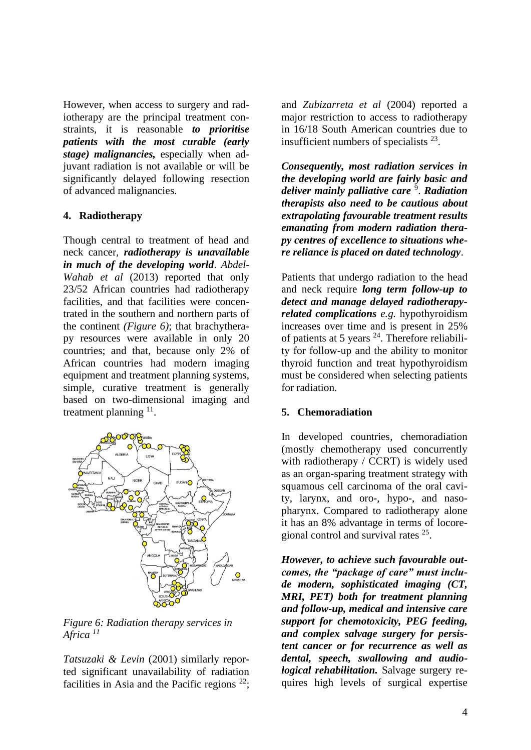However, when access to surgery and radiotherapy are the principal treatment constraints, it is reasonable ***to prioritise patients with the most curable (early stage) malignancies,*** especially when adjuvant radiation is not available or will be significantly delayed following resection of advanced malignancies.

## 4. Radiotherapy

Though central to treatment of head and neck cancer, ***radiotherapy is unavailable in much of the developing world***. *Abdel-Wahab et al* (2013) reported that only 23/52 African countries had radiotherapy facilities, and that facilities were concentrated in the southern and northern parts of the continent *(Figure 6)*; that brachytherapy resources were available in only 20 countries; and that, because only 2% of African countries had modern imaging equipment and treatment planning systems, simple, curative treatment is generally based on two-dimensional imaging and treatment planning [11].

*Figure 6: Radiation therapy services in Africa [11]*

*Tatsuzaki & Levin* (2001) similarly reported significant unavailability of radiation facilities in Asia and the Pacific regions [22]; and *Zubizarreta et al* (2004) reported a major restriction to access to radiotherapy in 16/18 South American countries due to insufficient numbers of specialists [23].

***Consequently, most radiation services in the developing world are fairly basic and deliver mainly palliative care*** [9]. ***Radiation therapists also need to be cautious about extrapolating favourable treatment results emanating from modern radiation therapy centres of excellence to situations where reliance is placed on dated technology***.

Patients that undergo radiation to the head and neck require ***long term follow-up to detect and manage delayed radiotherapy-related complications*** *e.g.* hypothyroidism increases over time and is present in 25% of patients at 5 years [24]. Therefore reliability for follow-up and the ability to monitor thyroid function and treat hypothyroidism must be considered when selecting patients for radiation.

## 5. Chemoradiation

In developed countries, chemoradiation (mostly chemotherapy used concurrently with radiotherapy / CCRT) is widely used as an organ-sparing treatment strategy with squamous cell carcinoma of the oral cavity, larynx, and oro-, hypo-, and nasopharynx. Compared to radiotherapy alone it has an 8% advantage in terms of locoregional control and survival rates [25].

***However, to achieve such favourable outcomes, the "package of care" must include modern, sophisticated imaging (CT, MRI, PET) both for treatment planning and follow-up, medical and intensive care support for chemotoxicity, PEG feeding, and complex salvage surgery for persistent cancer or for recurrence as well as dental, speech, swallowing and audiological rehabilitation.*** Salvage surgery requires high levels of surgical expertise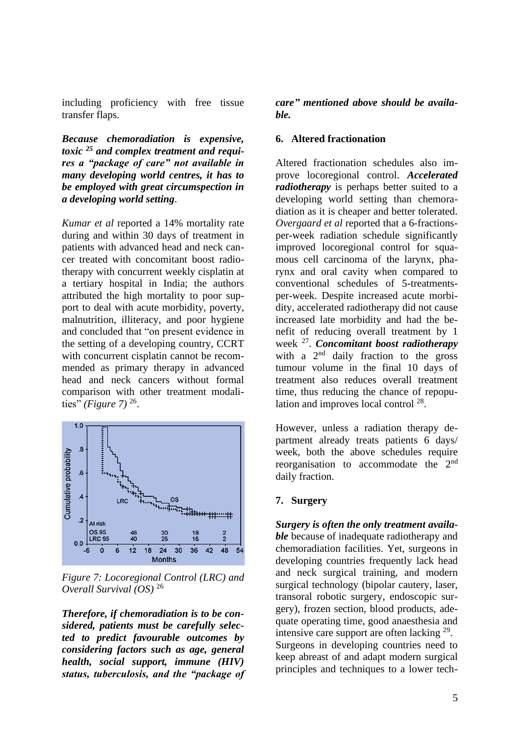including proficiency with free tissue transfer flaps.

***Because chemoradiation is expensive, toxic [25] and complex treatment and requires a "package of care" not available in many developing world centres, it has to be employed with great circumspection in a developing world setting***.

*Kumar et al* reported a 14% mortality rate during and within 30 days of treatment in patients with advanced head and neck cancer treated with concomitant boost radiotherapy with concurrent weekly cisplatin at a tertiary hospital in India; the authors attributed the high mortality to poor support to deal with acute morbidity, poverty, malnutrition, illiteracy, and poor hygiene and concluded that "on present evidence in the setting of a developing country, CCRT with concurrent cisplatin cannot be recommended as primary therapy in advanced head and neck cancers without formal comparison with other treatment modalities" *(Figure 7)* [26].

*Figure 7: Locoregional Control (LRC) and Overall Survival (OS)* [26]

***Therefore, if chemoradiation is to be considered, patients must be carefully selected to predict favourable outcomes by considering factors such as age, general health, social support, immune (HIV) status, tuberculosis, and the "package of care" mentioned above should be available.***

## 6. Altered fractionation

Altered fractionation schedules also improve locoregional control. ***Accelerated radiotherapy*** is perhaps better suited to a developing world setting than chemoradiation as it is cheaper and better tolerated. *Overgaard et al* reported that a 6-fractions-per-week radiation schedule significantly improved locoregional control for squamous cell carcinoma of the larynx, pharynx and oral cavity when compared to conventional schedules of 5-treatments-per-week. Despite increased acute morbidity, accelerated radiotherapy did not cause increased late morbidity and had the benefit of reducing overall treatment by 1 week [27]. ***Concomitant boost radiotherapy*** with a 2nd daily fraction to the gross tumour volume in the final 10 days of treatment also reduces overall treatment time, thus reducing the chance of repopulation and improves local control [28].

However, unless a radiation therapy department already treats patients 6 days/ week, both the above schedules require reorganisation to accommodate the 2nd daily fraction.

## 7. Surgery

***Surgery is often the only treatment available*** because of inadequate radiotherapy and chemoradiation facilities. Yet, surgeons in developing countries frequently lack head and neck surgical training, and modern surgical technology (bipolar cautery, laser, transoral robotic surgery, endoscopic surgery), frozen section, blood products, adequate operating time, good anaesthesia and intensive care support are often lacking [29]. Surgeons in developing countries need to keep abreast of and adapt modern surgical principles and techniques to a lower tech-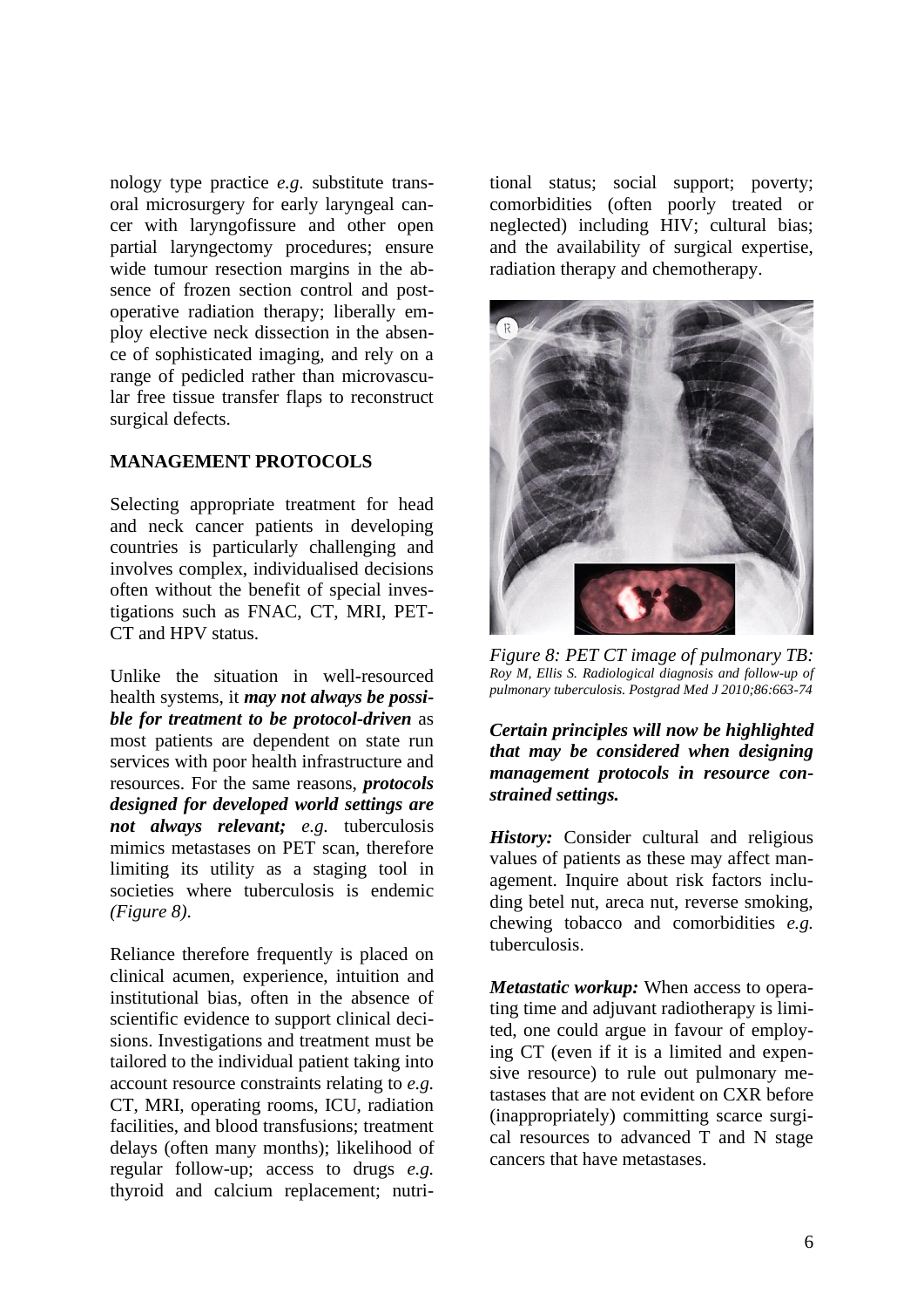nology type practice *e.g.* substitute transoral microsurgery for early laryngeal cancer with laryngofissure and other open partial laryngectomy procedures; ensure wide tumour resection margins in the absence of frozen section control and postoperative radiation therapy; liberally employ elective neck dissection in the absence of sophisticated imaging, and rely on a range of pedicled rather than microvascular free tissue transfer flaps to reconstruct surgical defects.

## MANAGEMENT PROTOCOLS

Selecting appropriate treatment for head and neck cancer patients in developing countries is particularly challenging and involves complex, individualised decisions often without the benefit of special investigations such as FNAC, CT, MRI, PET-CT and HPV status.

Unlike the situation in well-resourced health systems, it ***may not always be possible for treatment to be protocol-driven*** as most patients are dependent on state run services with poor health infrastructure and resources. For the same reasons, ***protocols designed for developed world settings are not always relevant;*** *e.g.* tuberculosis mimics metastases on PET scan, therefore limiting its utility as a staging tool in societies where tuberculosis is endemic *(Figure 8)*.

Reliance therefore frequently is placed on clinical acumen, experience, intuition and institutional bias, often in the absence of scientific evidence to support clinical decisions. Investigations and treatment must be tailored to the individual patient taking into account resource constraints relating to *e.g.* CT, MRI, operating rooms, ICU, radiation facilities, and blood transfusions; treatment delays (often many months); likelihood of regular follow-up; access to drugs *e.g.* thyroid and calcium replacement; nutritional status; social support; poverty; comorbidities (often poorly treated or neglected) including HIV; cultural bias; and the availability of surgical expertise, radiation therapy and chemotherapy.

*Figure 8: PET CT image of pulmonary TB: Roy M, Ellis S. Radiological diagnosis and follow-up of pulmonary tuberculosis. Postgrad Med J 2010;86:663-74*

***Certain principles will now be highlighted that may be considered when designing management protocols in resource constrained settings.***

***History:*** Consider cultural and religious values of patients as these may affect management. Inquire about risk factors including betel nut, areca nut, reverse smoking, chewing tobacco and comorbidities *e.g.* tuberculosis.

***Metastatic workup:*** When access to operating time and adjuvant radiotherapy is limited, one could argue in favour of employing CT (even if it is a limited and expensive resource) to rule out pulmonary metastases that are not evident on CXR before (inappropriately) committing scarce surgical resources to advanced T and N stage cancers that have metastases.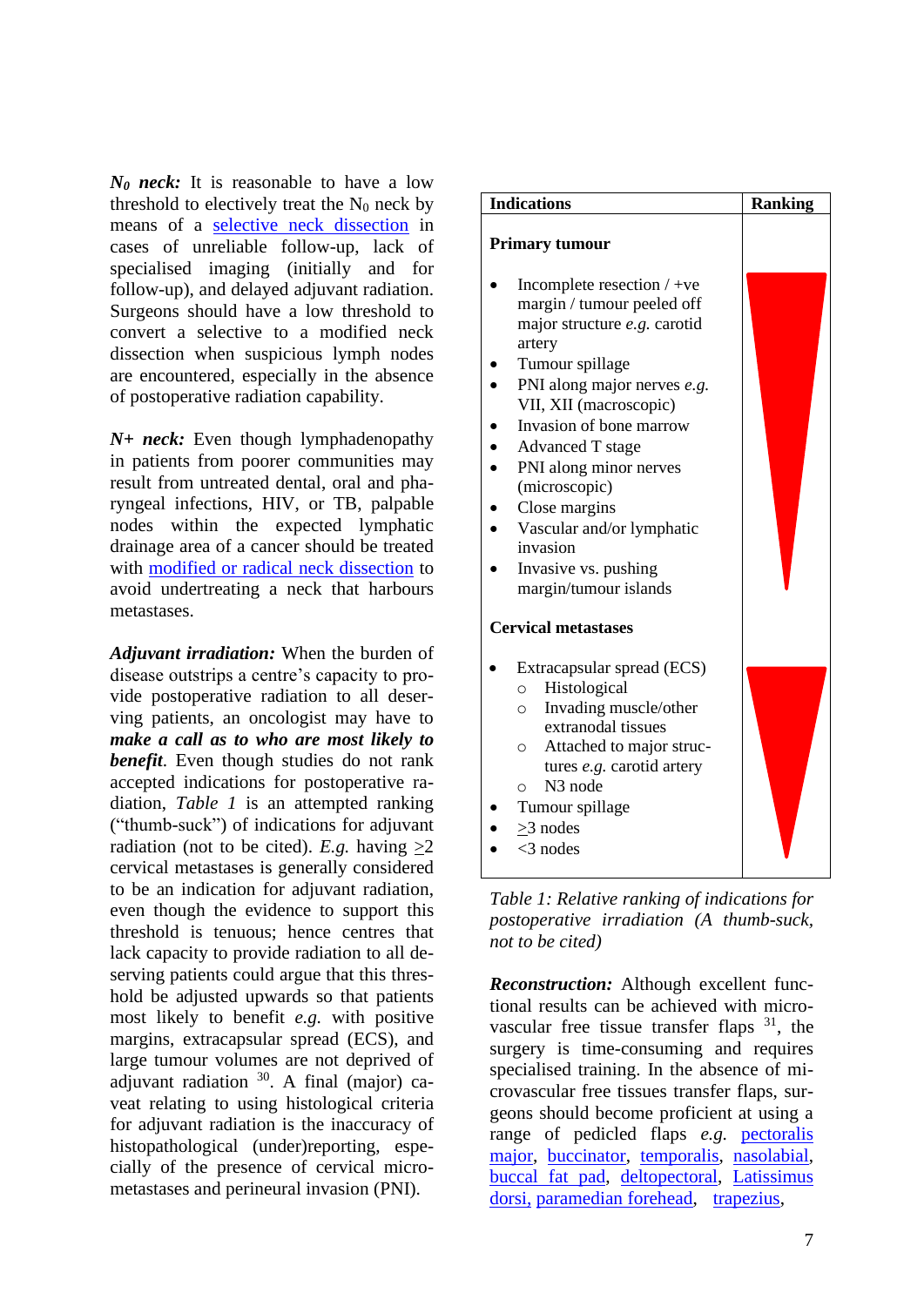***$N_0$ neck:*** It is reasonable to have a low threshold to electively treat the $N_0$ neck by means of a selective neck dissection in cases of unreliable follow-up, lack of specialised imaging (initially and for follow-up), and delayed adjuvant radiation. Surgeons should have a low threshold to convert a selective to a modified neck dissection when suspicious lymph nodes are encountered, especially in the absence of postoperative radiation capability.

***N+ neck:*** Even though lymphadenopathy in patients from poorer communities may result from untreated dental, oral and pharyngeal infections, HIV, or TB, palpable nodes within the expected lymphatic drainage area of a cancer should be treated with modified or radical neck dissection to avoid undertreating a neck that harbours metastases.

***Adjuvant irradiation:*** When the burden of disease outstrips a centre's capacity to provide postoperative radiation to all deserving patients, an oncologist may have to ***make a call as to who are most likely to benefit***. Even though studies do not rank accepted indications for postoperative radiation, *Table 1* is an attempted ranking ("thumb-suck") of indications for adjuvant radiation (not to be cited). *E.g.* having ≥2 cervical metastases is generally considered to be an indication for adjuvant radiation, even though the evidence to support this threshold is tenuous; hence centres that lack capacity to provide radiation to all deserving patients could argue that this threshold be adjusted upwards so that patients most likely to benefit *e.g.* with positive margins, extracapsular spread (ECS), and large tumour volumes are not deprived of adjuvant radiation [30]. A final (major) caveat relating to using histological criteria for adjuvant radiation is the inaccuracy of histopathological (under)reporting, especially of the presence of cervical micrometastases and perineural invasion (PNI).

| Indications | Ranking |
|---|---|
| **Primary tumour** | |
| • Incomplete resection / +ve margin / tumour peeled off major structure *e.g.* carotid artery | ▼ (highest) |
| • Tumour spillage | |
| • PNI along major nerves *e.g.* VII, XII (macroscopic) | |
| • Invasion of bone marrow | |
| • Advanced T stage | |
| • PNI along minor nerves (microscopic) | |
| • Close margins | |
| • Vascular and/or lymphatic invasion | |
| • Invasive vs. pushing margin/tumour islands | (lowest) |
| **Cervical metastases** | |
| • Extracapsular spread (ECS) | ▼ (highest) |
| ○ Histological | |
| ○ Invading muscle/other extranodal tissues | |
| ○ Attached to major structures *e.g.* carotid artery | |
| ○ N3 node | |
| • Tumour spillage | |
| • ≥3 nodes | |
| • <3 nodes | (lowest) |

*Table 1: Relative ranking of indications for postoperative irradiation (A thumb-suck, not to be cited)*

***Reconstruction:*** Although excellent functional results can be achieved with microvascular free tissue transfer flaps [31], the surgery is time-consuming and requires specialised training. In the absence of microvascular free tissues transfer flaps, surgeons should become proficient at using a range of pedicled flaps *e.g.* pectoralis major, buccinator, temporalis, nasolabial, buccal fat pad, deltopectoral, Latissimus dorsi, paramedian forehead, trapezius,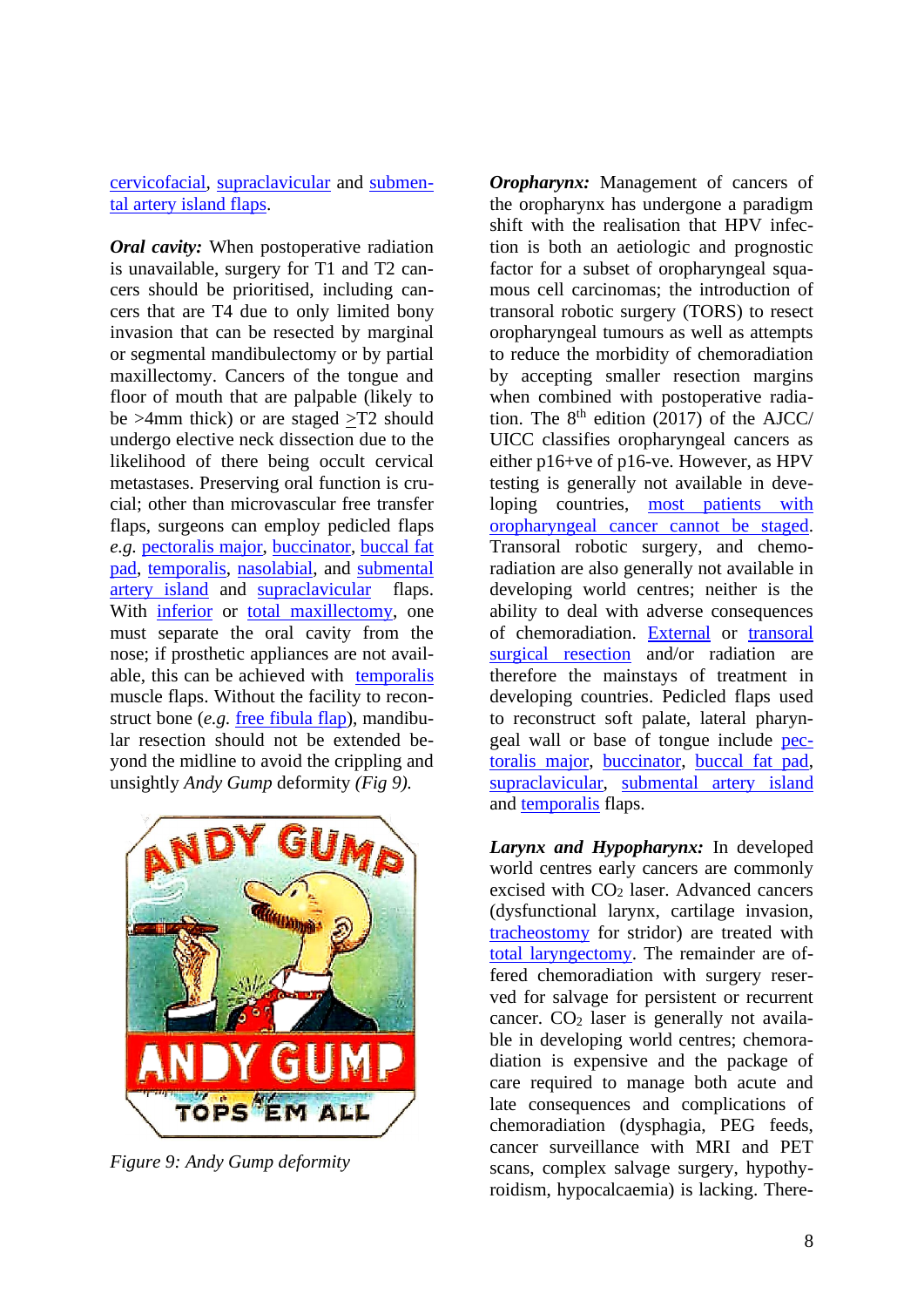cervicofacial, supraclavicular and submental artery island flaps.

***Oral cavity:*** When postoperative radiation is unavailable, surgery for T1 and T2 cancers should be prioritised, including cancers that are T4 due to only limited bony invasion that can be resected by marginal or segmental mandibulectomy or by partial maxillectomy. Cancers of the tongue and floor of mouth that are palpable (likely to be >4mm thick) or are staged ≥T2 should undergo elective neck dissection due to the likelihood of there being occult cervical metastases. Preserving oral function is crucial; other than microvascular free transfer flaps, surgeons can employ pedicled flaps *e.g.* pectoralis major, buccinator, buccal fat pad, temporalis, nasolabial, and submental artery island and supraclavicular flaps. With inferior or total maxillectomy, one must separate the oral cavity from the nose; if prosthetic appliances are not available, this can be achieved with temporalis muscle flaps. Without the facility to reconstruct bone (*e.g.* free fibula flap), mandibular resection should not be extended beyond the midline to avoid the crippling and unsightly *Andy Gump* deformity *(Fig 9).*

*Figure 9: Andy Gump deformity*

***Oropharynx:*** Management of cancers of the oropharynx has undergone a paradigm shift with the realisation that HPV infection is both an aetiologic and prognostic factor for a subset of oropharyngeal squamous cell carcinomas; the introduction of transoral robotic surgery (TORS) to resect oropharyngeal tumours as well as attempts to reduce the morbidity of chemoradiation by accepting smaller resection margins when combined with postoperative radiation. The 8th edition (2017) of the AJCC/UICC classifies oropharyngeal cancers as either p16+ve of p16-ve. However, as HPV testing is generally not available in developing countries, most patients with oropharyngeal cancer cannot be staged. Transoral robotic surgery, and chemoradiation are also generally not available in developing world centres; neither is there the ability to deal with adverse consequences of chemoradiation. External or transoral surgical resection and/or radiation are therefore the mainstays of treatment in developing countries. Pedicled flaps used to reconstruct soft palate, lateral pharyngeal wall or base of tongue include pectoralis major, buccinator, buccal fat pad, supraclavicular, submental artery island and temporalis flaps.

***Larynx and Hypopharynx:*** In developed world centres early cancers are commonly excised with $CO_2$ laser. Advanced cancers (dysfunctional larynx, cartilage invasion, tracheostomy for stridor) are treated with total laryngectomy. The remainder are offered chemoradiation with surgery reserved for salvage for persistent or recurrent cancer. $CO_2$ laser is generally not available in developing world centres; chemoradiation is expensive and the package of care required to manage both acute and late consequences and complications of chemoradiation (dysphagia, PEG feeds, cancer surveillance with MRI and PET scans, complex salvage surgery, hypothyroidism, hypocalcaemia) is lacking. There-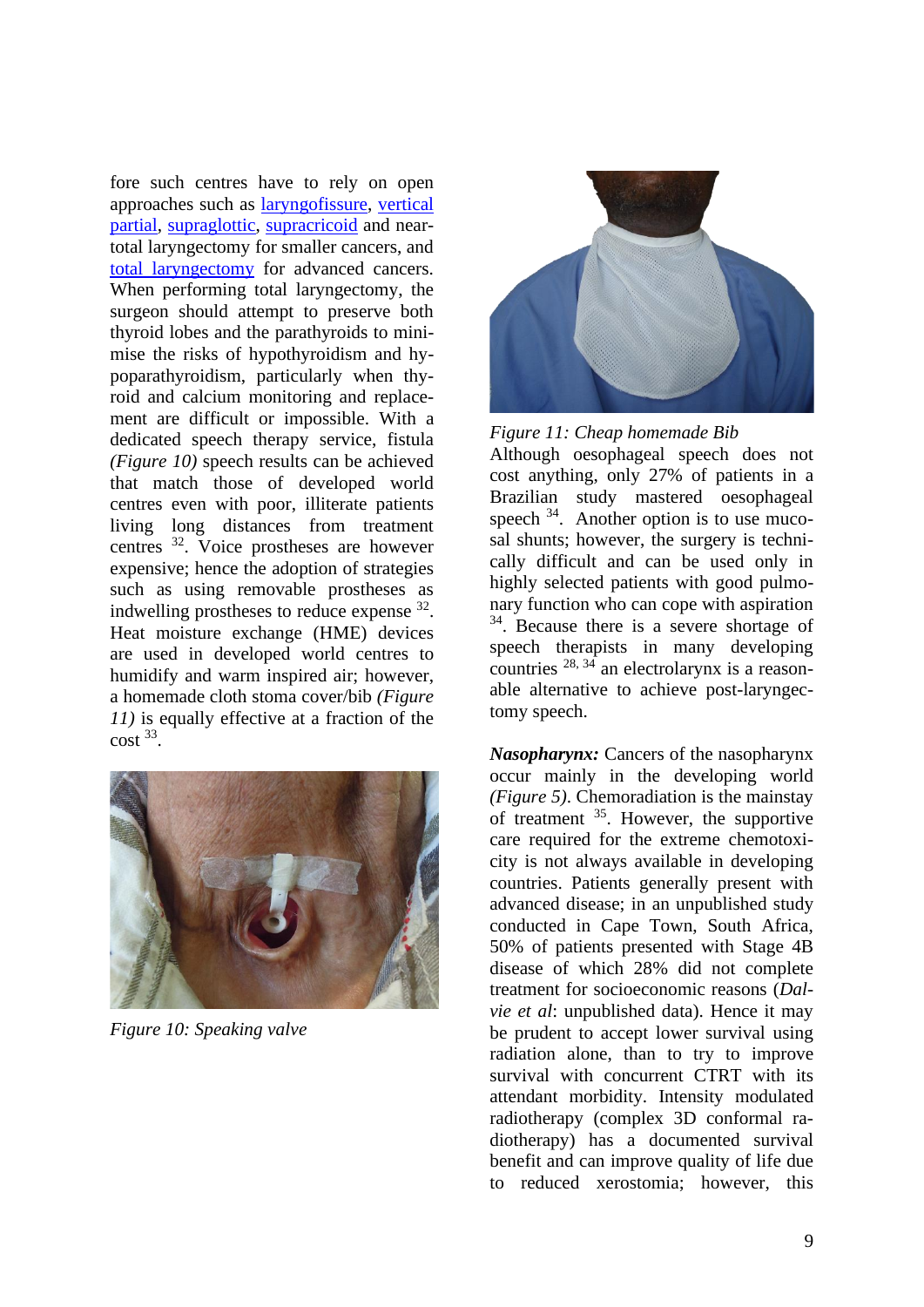fore such centres have to rely on open approaches such as laryngofissure, vertical partial, supraglottic, supracricoid and near-total laryngectomy for smaller cancers, and total laryngectomy for advanced cancers. When performing total laryngectomy, the surgeon should attempt to preserve both thyroid lobes and the parathyroids to minimise the risks of hypothyroidism and hypoparathyroidism, particularly when thyroid and calcium monitoring and replacement are difficult or impossible. With a dedicated speech therapy service, fistula *(Figure 10)* speech results can be achieved that match those of developed world centres even with poor, illiterate patients living long distances from treatment centres [32]. Voice prostheses are however expensive; hence the adoption of strategies such as using removable prostheses as indwelling prostheses to reduce expense [32]. Heat moisture exchange (HME) devices are used in developed world centres to humidify and warm inspired air; however, a homemade cloth stoma cover/bib *(Figure 11)* is equally effective at a fraction of the cost [33].

*Figure 10: Speaking valve*

*Figure 11: Cheap homemade Bib*

Although oesophageal speech does not cost anything, only 27% of patients in a Brazilian study mastered oesophageal speech [34]. Another option is to use mucosal shunts; however, the surgery is technically difficult and can be used only in highly selected patients with good pulmonary function who can cope with aspiration [34]. Because there is a severe shortage of speech therapists in many developing countries [28, 34] an electrolarynx is a reasonable alternative to achieve post-laryngectomy speech.

***Nasopharynx:*** Cancers of the nasopharynx occur mainly in the developing world *(Figure 5)*. Chemoradiation is the mainstay of treatment [35]. However, the supportive care required for the extreme chemotoxicity is not always available in developing countries. Patients generally present with advanced disease; in an unpublished study conducted in Cape Town, South Africa, 50% of patients presented with Stage 4B disease of which 28% did not complete treatment for socioeconomic reasons (*Dalvie et al*: unpublished data). Hence it may be prudent to accept lower survival using radiation alone, than to try to improve survival with concurrent CTRT with its attendant morbidity. Intensity modulated radiotherapy (complex 3D conformal radiotherapy) has a documented survival benefit and can improve quality of life due to reduced xerostomia; however, this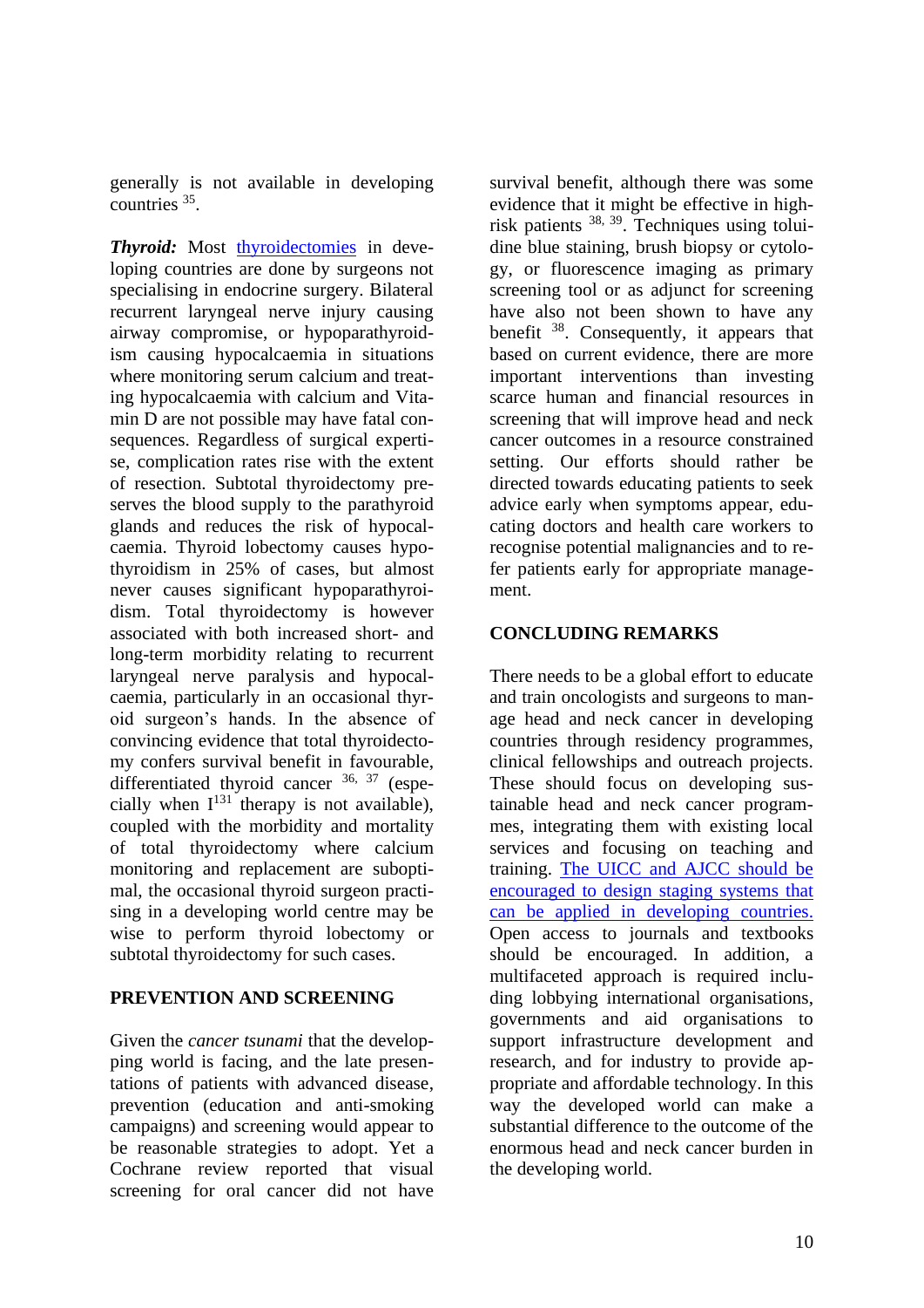generally is not available in developing countries [35].

***Thyroid:*** Most thyroidectomies in developing countries are done by surgeons not specialising in endocrine surgery. Bilateral recurrent laryngeal nerve injury causing airway compromise, or hypoparathyroidism causing hypocalcaemia in situations where monitoring serum calcium and treating hypocalcaemia with calcium and Vitamin D are not possible may have fatal consequences. Regardless of surgical expertise, complication rates rise with the extent of resection. Subtotal thyroidectomy preserves the blood supply to the parathyroid glands and reduces the risk of hypocalcaemia. Thyroid lobectomy causes hypothyroidism in 25% of cases, but almost never causes significant hypoparathyroidism. Total thyroidectomy is however associated with both increased short- and long-term morbidity relating to recurrent laryngeal nerve paralysis and hypocalcaemia, particularly in an occasional thyroid surgeon's hands. In the absence of convincing evidence that total thyroidectomy confers survival benefit in favourable, differentiated thyroid cancer [36, 37] (especially when $I^{131}$ therapy is not available), coupled with the morbidity and mortality of total thyroidectomy where calcium monitoring and replacement are suboptimal, the occasional thyroid surgeon practising in a developing world centre may be wise to perform thyroid lobectomy or subtotal thyroidectomy for such cases.

## PREVENTION AND SCREENING

Given the *cancer tsunami* that the developing world is facing, and the late presentations of patients with advanced disease, prevention (education and anti-smoking campaigns) and screening would appear to be reasonable strategies to adopt. Yet a Cochrane review reported that visual screening for oral cancer did not have survival benefit, although there was some evidence that it might be effective in high-risk patients [38, 39]. Techniques using toluidine blue staining, brush biopsy or cytology, or fluorescence imaging as primary screening tool or as adjunct for screening have also not been shown to have any benefit [38]. Consequently, it appears that based on current evidence, there are more important interventions than investing scarce human and financial resources in screening that will improve head and neck cancer outcomes in a resource constrained setting. Our efforts should rather be directed towards educating patients to seek advice early when symptoms appear, educating doctors and health care workers to recognise potential malignancies and to refer patients early for appropriate management.

## CONCLUDING REMARKS

There needs to be a global effort to educate and train oncologists and surgeons to manage head and neck cancer in developing countries through residency programmes, clinical fellowships and outreach projects. These should focus on developing sustainable head and neck cancer programmes, integrating them with existing local services and focusing on teaching and training. The UICC and AJCC should be encouraged to design staging systems that can be applied in developing countries. Open access to journals and textbooks should be encouraged. In addition, a multifaceted approach is required including lobbying international organisations, governments and aid organisations to support infrastructure development and research, and for industry to provide appropriate and affordable technology. In this way the developed world can make a substantial difference to the outcome of the enormous head and neck cancer burden in the developing world.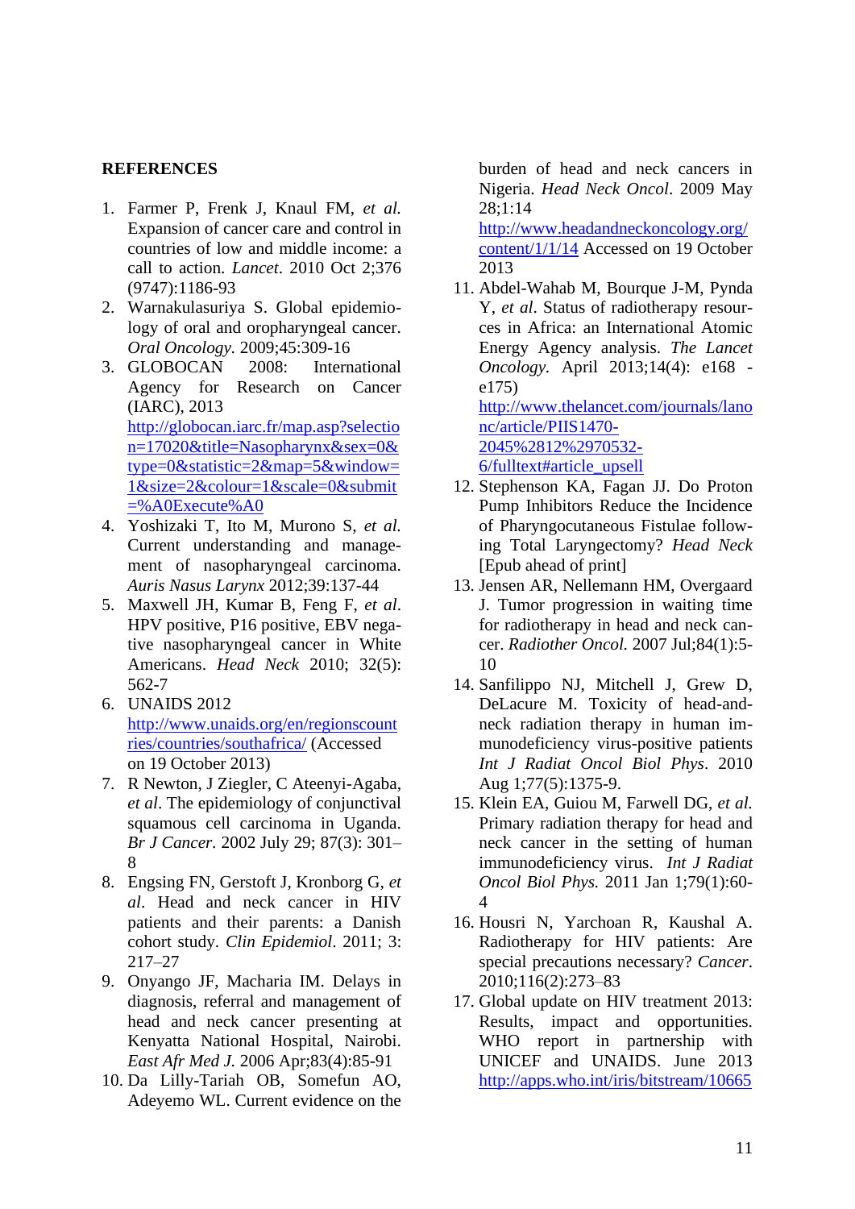**REFERENCES**

1. Farmer P, Frenk J, Knaul FM, *et al.* Expansion of cancer care and control in countries of low and middle income: a call to action. *Lancet*. 2010 Oct 2;376 (9747):1186-93
2. Warnakulasuriya S. Global epidemiology of oral and oropharyngeal cancer. *Oral Oncology*. 2009;45:309-16
3. GLOBOCAN 2008: International Agency for Research on Cancer (IARC), 2013 http://globocan.iarc.fr/map.asp?selection=17020&title=Nasopharynx&sex=0&type=0&statistic=2&map=5&window=1&size=2&colour=1&scale=0&submit=%A0Execute%A0
4. Yoshizaki T, Ito M, Murono S, *et al.* Current understanding and management of nasopharyngeal carcinoma. *Auris Nasus Larynx* 2012;39:137-44
5. Maxwell JH, Kumar B, Feng F, *et al.* HPV positive, P16 positive, EBV negative nasopharyngeal cancer in White Americans. *Head Neck* 2010; 32(5): 562-7
6. UNAIDS 2012 http://www.unaids.org/en/regionscountries/countries/southafrica/ (Accessed on 19 October 2013)
7. R Newton, J Ziegler, C Ateenyi-Agaba, *et al*. The epidemiology of conjunctival squamous cell carcinoma in Uganda. *Br J Cancer*. 2002 July 29; 87(3): 301–8
8. Engsing FN, Gerstoft J, Kronborg G, *et al*. Head and neck cancer in HIV patients and their parents: a Danish cohort study. *Clin Epidemiol*. 2011; 3: 217–27
9. Onyango JF, Macharia IM. Delays in diagnosis, referral and management of head and neck cancer presenting at Kenyatta National Hospital, Nairobi. *East Afr Med J.* 2006 Apr;83(4):85-91
10. Da Lilly-Tariah OB, Somefun AO, Adeyemo WL. Current evidence on the burden of head and neck cancers in Nigeria. *Head Neck Oncol*. 2009 May 28;1:14 http://www.headandneckoncology.org/content/1/1/14 Accessed on 19 October 2013
11. Abdel-Wahab M, Bourque J-M, Pynda Y, *et al*. Status of radiotherapy resources in Africa: an International Atomic Energy Agency analysis. *The Lancet Oncology*. April 2013;14(4): e168 - e175) http://www.thelancet.com/journals/lanonc/article/PIIS1470-2045%2812%2970532-6/fulltext#article_upsell
12. Stephenson KA, Fagan JJ. Do Proton Pump Inhibitors Reduce the Incidence of Pharyngocutaneous Fistulae following Total Laryngectomy? *Head Neck* [Epub ahead of print]
13. Jensen AR, Nellemann HM, Overgaard J. Tumor progression in waiting time for radiotherapy in head and neck cancer. *Radiother Oncol.* 2007 Jul;84(1):5-10
14. Sanfilippo NJ, Mitchell J, Grew D, DeLacure M. Toxicity of head-and-neck radiation therapy in human immunodeficiency virus-positive patients *Int J Radiat Oncol Biol Phys*. 2010 Aug 1;77(5):1375-9.
15. Klein EA, Guiou M, Farwell DG, *et al.* Primary radiation therapy for head and neck cancer in the setting of human immunodeficiency virus. *Int J Radiat Oncol Biol Phys.* 2011 Jan 1;79(1):60-4
16. Housri N, Yarchoan R, Kaushal A. Radiotherapy for HIV patients: Are special precautions necessary? *Cancer*. 2010;116(2):273–83
17. Global update on HIV treatment 2013: Results, impact and opportunities. WHO report in partnership with UNICEF and UNAIDS. June 2013 http://apps.who.int/iris/bitstream/10665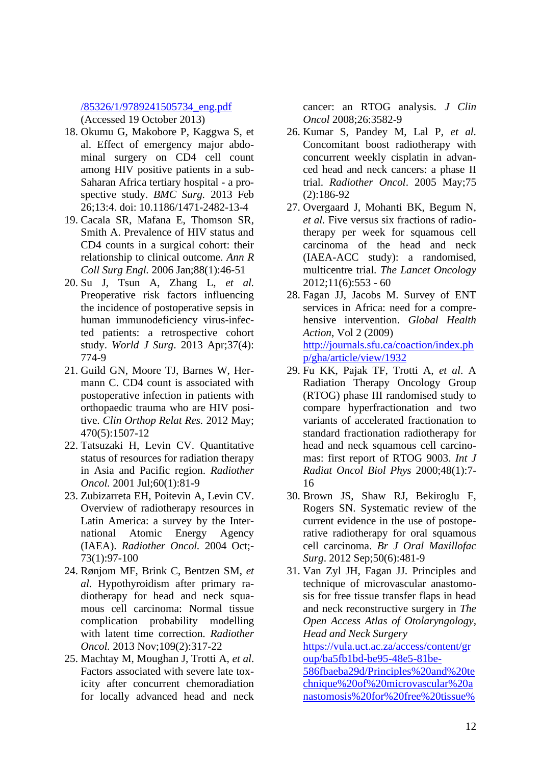/85326/1/9789241505734_eng.pdf (Accessed 19 October 2013)

18. Okumu G, Makobore P, Kaggwa S, et al. Effect of emergency major abdominal surgery on CD4 cell count among HIV positive patients in a sub-Saharan Africa tertiary hospital - a prospective study. *BMC Surg.* 2013 Feb 26;13:4. doi: 10.1186/1471-2482-13-4
19. Cacala SR, Mafana E, Thomson SR, Smith A. Prevalence of HIV status and CD4 counts in a surgical cohort: their relationship to clinical outcome. *Ann R Coll Surg Engl.* 2006 Jan;88(1):46-51
20. Su J, Tsun A, Zhang L, *et al.* Preoperative risk factors influencing the incidence of postoperative sepsis in human immunodeficiency virus-infected patients: a retrospective cohort study. *World J Surg*. 2013 Apr;37(4): 774-9
21. Guild GN, Moore TJ, Barnes W, Hermann C. CD4 count is associated with postoperative infection in patients with orthopaedic trauma who are HIV positive. *Clin Orthop Relat Res.* 2012 May; 470(5):1507-12
22. Tatsuzaki H, Levin CV. Quantitative status of resources for radiation therapy in Asia and Pacific region. *Radiother Oncol.* 2001 Jul;60(1):81-9
23. Zubizarreta EH, Poitevin A, Levin CV. Overview of radiotherapy resources in Latin America: a survey by the International Atomic Energy Agency (IAEA). *Radiother Oncol.* 2004 Oct;-73(1):97-100
24. Rønjom MF, Brink C, Bentzen SM, *et al.* Hypothyroidism after primary radiotherapy for head and neck squamous cell carcinoma: Normal tissue complication probability modelling with latent time correction. *Radiother Oncol.* 2013 Nov;109(2):317-22
25. Machtay M, Moughan J, Trotti A, *et al*. Factors associated with severe late toxicity after concurrent chemoradiation for locally advanced head and neck cancer: an RTOG analysis. *J Clin Oncol* 2008;26:3582-9
26. Kumar S, Pandey M, Lal P, *et al.* Concomitant boost radiotherapy with concurrent weekly cisplatin in advanced head and neck cancers: a phase II trial. *Radiother Oncol*. 2005 May;75 (2):186-92
27. Overgaard J, Mohanti BK, Begum N, *et al.* Five versus six fractions of radiotherapy per week for squamous cell carcinoma of the head and neck (IAEA-ACC study): a randomised, multicentre trial. *The Lancet Oncology* 2012;11(6):553 - 60
28. Fagan JJ, Jacobs M. Survey of ENT services in Africa: need for a comprehensive intervention. *Global Health Action*, Vol 2 (2009) http://journals.sfu.ca/coaction/index.php/gha/article/view/1932
29. Fu KK, Pajak TF, Trotti A, *et al*. A Radiation Therapy Oncology Group (RTOG) phase III randomised study to compare hyperfractionation and two variants of accelerated fractionation to standard fractionation radiotherapy for head and neck squamous cell carcinomas: first report of RTOG 9003. *Int J Radiat Oncol Biol Phys* 2000;48(1):7-16
30. Brown JS, Shaw RJ, Bekiroglu F, Rogers SN. Systematic review of the current evidence in the use of postoperative radiotherapy for oral squamous cell carcinoma. *Br J Oral Maxillofac Surg*. 2012 Sep;50(6):481-9
31. Van Zyl JH, Fagan JJ. Principles and technique of microvascular anastomosis for free tissue transfer flaps in head and neck reconstructive surgery in *The Open Access Atlas of Otolaryngology, Head and Neck Surgery* https://vula.uct.ac.za/access/content/group/ba5fb1bd-be95-48e5-81be-586fbaeba29d/Principles%20and%20technique%20of%20microvascular%20anastomosis%20for%20free%20tissue%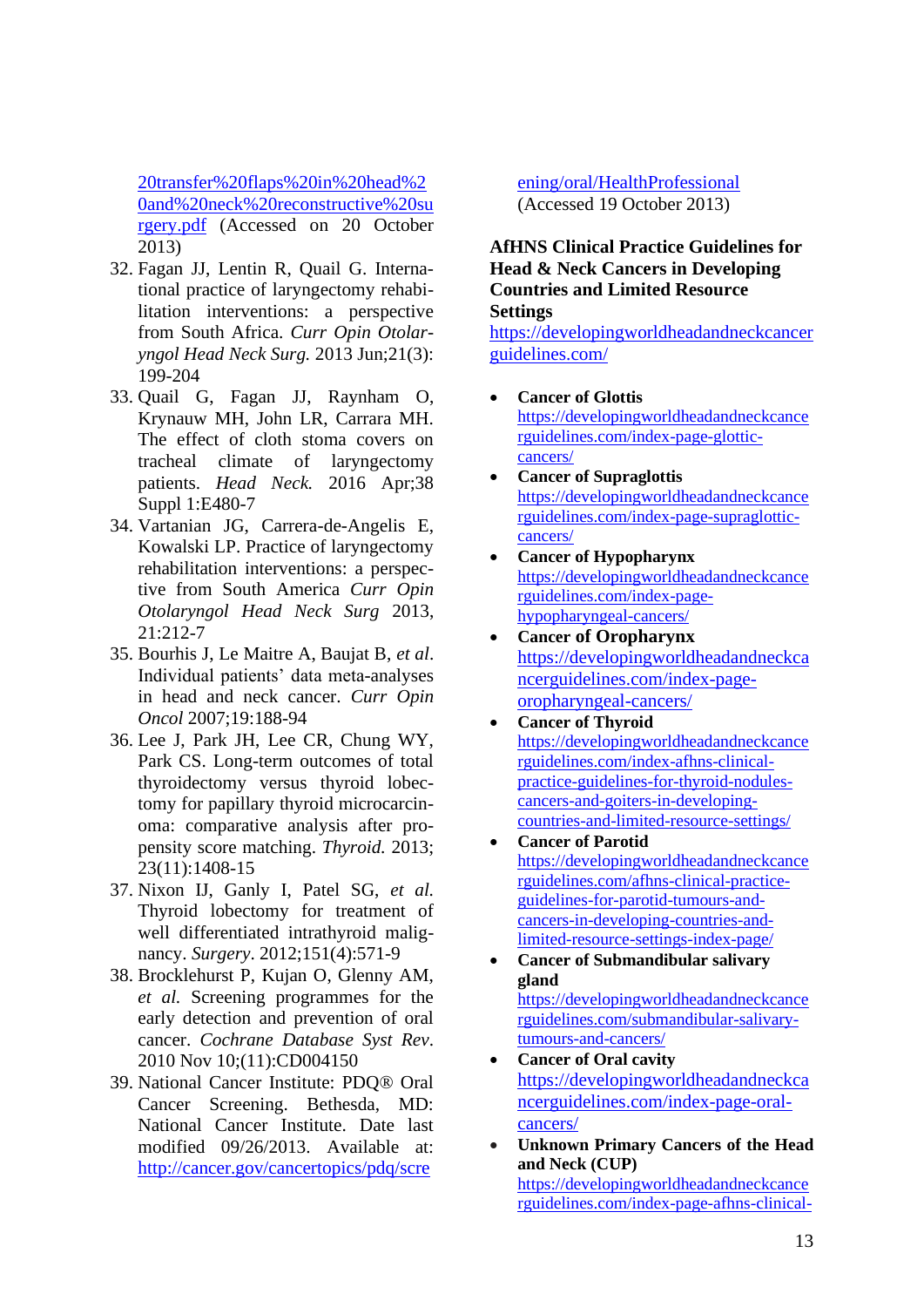20transfer%20flaps%20in%20head%20and%20neck%20reconstructive%20surgery.pdf (Accessed on 20 October 2013)

32. Fagan JJ, Lentin R, Quail G. International practice of laryngectomy rehabilitation interventions: a perspective from South Africa. *Curr Opin Otolaryngol Head Neck Surg.* 2013 Jun;21(3): 199-204
33. Quail G, Fagan JJ, Raynham O, Krynauw MH, John LR, Carrara MH. The effect of cloth stoma covers on tracheal climate of laryngectomy patients. *Head Neck.* 2016 Apr;38 Suppl 1:E480-7
34. Vartanian JG, Carrera-de-Angelis E, Kowalski LP. Practice of laryngectomy rehabilitation interventions: a perspective from South America *Curr Opin Otolaryngol Head Neck Surg* 2013, 21:212-7
35. Bourhis J, Le Maitre A, Baujat B, *et al*. Individual patients' data meta-analyses in head and neck cancer. *Curr Opin Oncol* 2007;19:188-94
36. Lee J, Park JH, Lee CR, Chung WY, Park CS. Long-term outcomes of total thyroidectomy versus thyroid lobectomy for papillary thyroid microcarcinoma: comparative analysis after propensity score matching. *Thyroid.* 2013; 23(11):1408-15
37. Nixon IJ, Ganly I, Patel SG, *et al.* Thyroid lobectomy for treatment of well differentiated intrathyroid malignancy. *Surgery*. 2012;151(4):571-9
38. Brocklehurst P, Kujan O, Glenny AM, *et al.* Screening programmes for the early detection and prevention of oral cancer. *Cochrane Database Syst Rev*. 2010 Nov 10;(11):CD004150
39. National Cancer Institute: PDQ® Oral Cancer Screening. Bethesda, MD: National Cancer Institute. Date last modified 09/26/2013. Available at: http://cancer.gov/cancertopics/pdq/screening/oral/HealthProfessional (Accessed 19 October 2013)

**AfHNS Clinical Practice Guidelines for Head & Neck Cancers in Developing Countries and Limited Resource Settings**
https://developingworldheadandneckcancerguidelines.com/

- **Cancer of Glottis**
  https://developingworldheadandneckcancerguidelines.com/index-page-glottic-cancers/
- **Cancer of Supraglottis**
  https://developingworldheadandneckcancerguidelines.com/index-page-supraglottic-cancers/
- **Cancer of Hypopharynx**
  https://developingworldheadandneckcancerguidelines.com/index-page-hypopharyngeal-cancers/
- **Cancer of Oropharynx**
  https://developingworldheadandneckcancerguidelines.com/index-page-oropharyngeal-cancers/
- **Cancer of Thyroid**
  https://developingworldheadandneckcancerguidelines.com/index-afhns-clinical-practice-guidelines-for-thyroid-nodules-cancers-and-goiters-in-developing-countries-and-limited-resource-settings/
- **Cancer of Parotid**
  https://developingworldheadandneckcancerguidelines.com/afhns-clinical-practice-guidelines-for-parotid-tumours-and-cancers-in-developing-countries-and-limited-resource-settings-index-page/
- **Cancer of Submandibular salivary gland**
  https://developingworldheadandneckcancerguidelines.com/submandibular-salivary-tumours-and-cancers/
- **Cancer of Oral cavity**
  https://developingworldheadandneckcancerguidelines.com/index-page-oral-cancers/
- **Unknown Primary Cancers of the Head and Neck (CUP)**
  https://developingworldheadandneckcancerguidelines.com/index-page-afhns-clinical-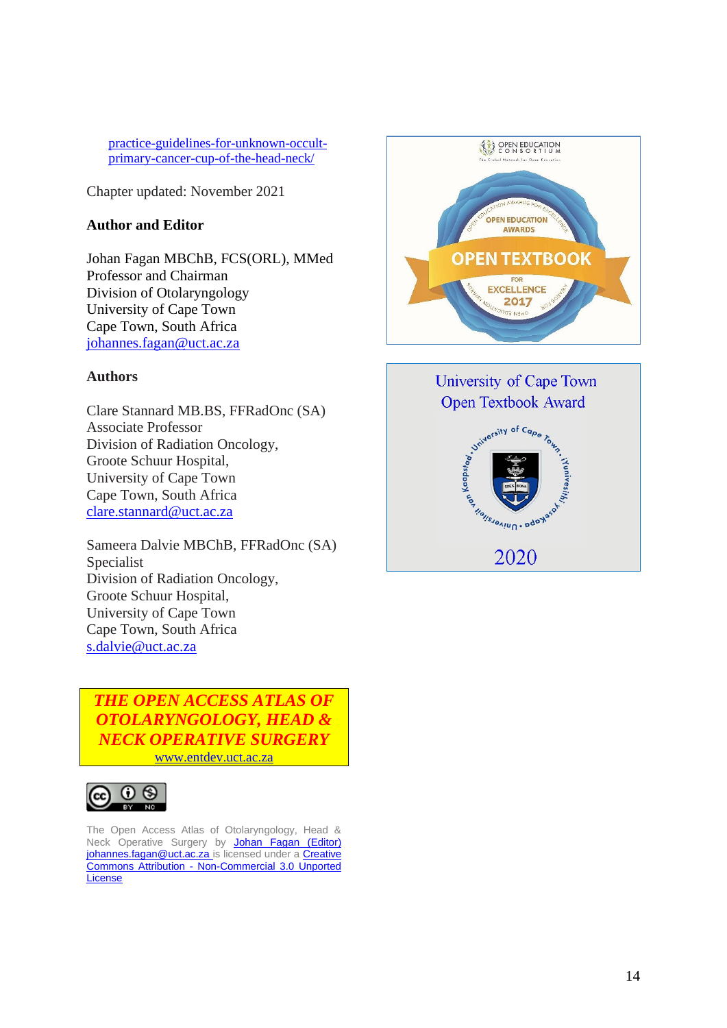practice-guidelines-for-unknown-occult-primary-cancer-cup-of-the-head-neck/

Chapter updated: November 2021

**Author and Editor**

Johan Fagan MBChB, FCS(ORL), MMed
Professor and Chairman
Division of Otolaryngology
University of Cape Town
Cape Town, South Africa
johannes.fagan@uct.ac.za

**Authors**

Clare Stannard MB.BS, FFRadOnc (SA)
Associate Professor
Division of Radiation Oncology,
Groote Schuur Hospital,
University of Cape Town
Cape Town, South Africa
clare.stannard@uct.ac.za

Sameera Dalvie MBChB, FFRadOnc (SA)
Specialist
Division of Radiation Oncology,
Groote Schuur Hospital,
University of Cape Town
Cape Town, South Africa
s.dalvie@uct.ac.za

***THE OPEN ACCESS ATLAS OF OTOLARYNGOLOGY, HEAD & NECK OPERATIVE SURGERY***
www.entdev.uct.ac.za

The Open Access Atlas of Otolaryngology, Head & Neck Operative Surgery by Johan Fagan (Editor) johannes.fagan@uct.ac.za is licensed under a Creative Commons Attribution - Non-Commercial 3.0 Unported License

OPEN EDUCATION CONSORTIUM
OPEN EDUCATION AWARDS
OPEN TEXTBOOK
FOR EXCELLENCE
2017

University of Cape Town
Open Textbook Award
2020